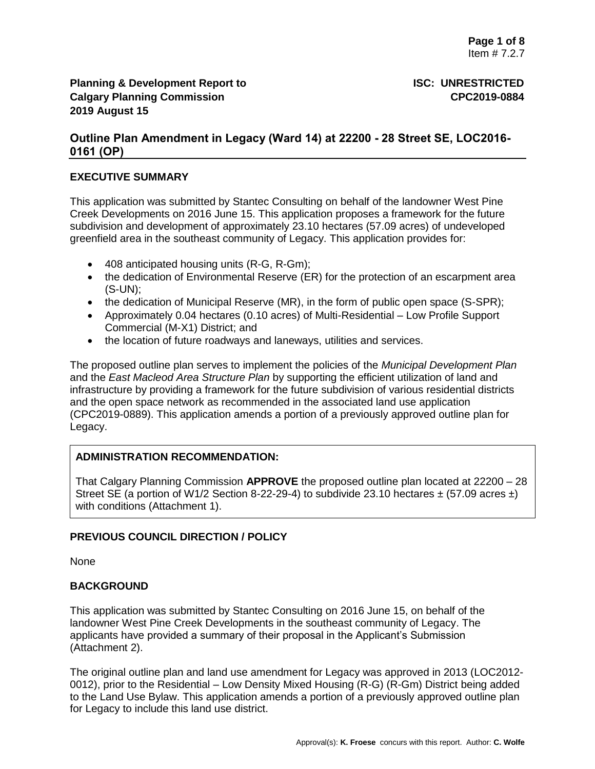**Planning & Development Report to Calgary Planning Commission**
**2019 August 15**

**ISC: UNRESTRICTED**
**CPC2019-0884**

## Outline Plan Amendment in Legacy (Ward 14) at 22200 - 28 Street SE, LOC2016-0161 (OP)

### EXECUTIVE SUMMARY

This application was submitted by Stantec Consulting on behalf of the landowner West Pine Creek Developments on 2016 June 15. This application proposes a framework for the future subdivision and development of approximately 23.10 hectares (57.09 acres) of undeveloped greenfield area in the southeast community of Legacy. This application provides for:

- 408 anticipated housing units (R-G, R-Gm);
- the dedication of Environmental Reserve (ER) for the protection of an escarpment area (S-UN);
- the dedication of Municipal Reserve (MR), in the form of public open space (S-SPR);
- Approximately 0.04 hectares (0.10 acres) of Multi-Residential – Low Profile Support Commercial (M-X1) District; and
- the location of future roadways and laneways, utilities and services.

The proposed outline plan serves to implement the policies of the *Municipal Development Plan* and the *East Macleod Area Structure Plan* by supporting the efficient utilization of land and infrastructure by providing a framework for the future subdivision of various residential districts and the open space network as recommended in the associated land use application (CPC2019-0889). This application amends a portion of a previously approved outline plan for Legacy.

### ADMINISTRATION RECOMMENDATION:

That Calgary Planning Commission **APPROVE** the proposed outline plan located at 22200 – 28 Street SE (a portion of W1/2 Section 8-22-29-4) to subdivide 23.10 hectares ± (57.09 acres ±) with conditions (Attachment 1).

### PREVIOUS COUNCIL DIRECTION / POLICY

None

### BACKGROUND

This application was submitted by Stantec Consulting on 2016 June 15, on behalf of the landowner West Pine Creek Developments in the southeast community of Legacy. The applicants have provided a summary of their proposal in the Applicant's Submission (Attachment 2).

The original outline plan and land use amendment for Legacy was approved in 2013 (LOC2012-0012), prior to the Residential – Low Density Mixed Housing (R-G) (R-Gm) District being added to the Land Use Bylaw. This application amends a portion of a previously approved outline plan for Legacy to include this land use district.

Approval(s): **K. Froese** concurs with this report. Author: **C. Wolfe**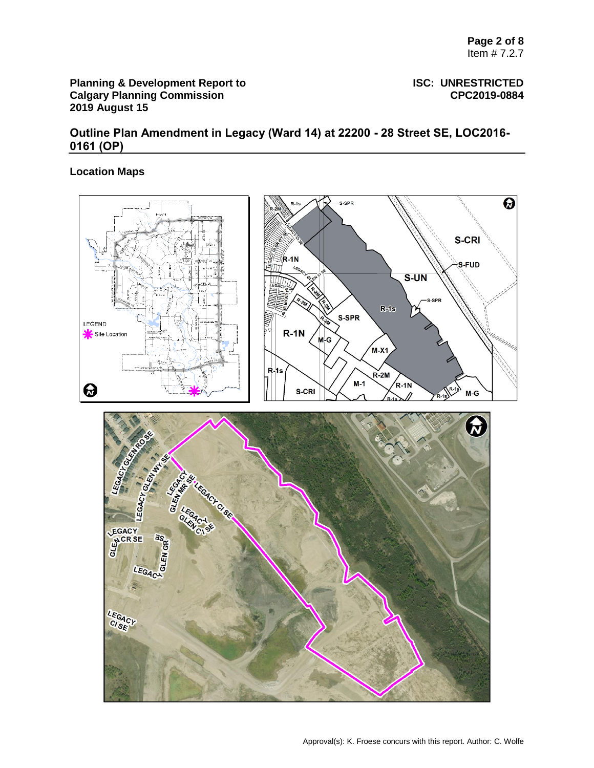**Planning & Development Report to Calgary Planning Commission 2019 August 15**

**ISC: UNRESTRICTED CPC2019-0884**

## Outline Plan Amendment in Legacy (Ward 14) at 22200 - 28 Street SE, LOC2016-0161 (OP)

### Location Maps

Approval(s): K. Froese concurs with this report. Author: C. Wolfe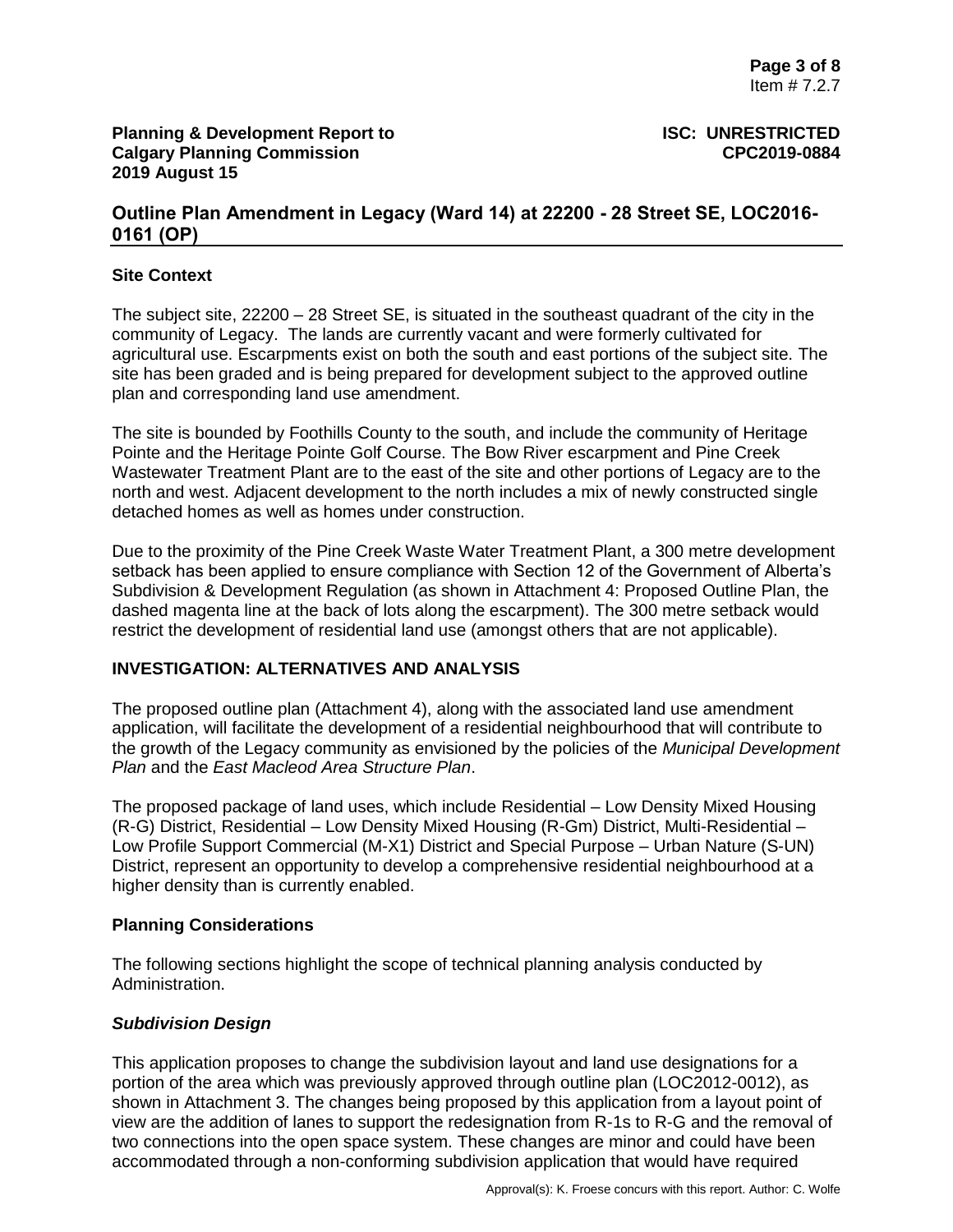## Outline Plan Amendment in Legacy (Ward 14) at 22200 - 28 Street SE, LOC2016-0161 (OP)

### Site Context

The subject site, 22200 – 28 Street SE, is situated in the southeast quadrant of the city in the community of Legacy. The lands are currently vacant and were formerly cultivated for agricultural use. Escarpments exist on both the south and east portions of the subject site. The site has been graded and is being prepared for development subject to the approved outline plan and corresponding land use amendment.

The site is bounded by Foothills County to the south, and include the community of Heritage Pointe and the Heritage Pointe Golf Course. The Bow River escarpment and Pine Creek Wastewater Treatment Plant are to the east of the site and other portions of Legacy are to the north and west. Adjacent development to the north includes a mix of newly constructed single detached homes as well as homes under construction.

Due to the proximity of the Pine Creek Waste Water Treatment Plant, a 300 metre development setback has been applied to ensure compliance with Section 12 of the Government of Alberta's Subdivision & Development Regulation (as shown in Attachment 4: Proposed Outline Plan, the dashed magenta line at the back of lots along the escarpment). The 300 metre setback would restrict the development of residential land use (amongst others that are not applicable).

## INVESTIGATION: ALTERNATIVES AND ANALYSIS

The proposed outline plan (Attachment 4), along with the associated land use amendment application, will facilitate the development of a residential neighbourhood that will contribute to the growth of the Legacy community as envisioned by the policies of the *Municipal Development Plan* and the *East Macleod Area Structure Plan*.

The proposed package of land uses, which include Residential – Low Density Mixed Housing (R-G) District, Residential – Low Density Mixed Housing (R-Gm) District, Multi-Residential – Low Profile Support Commercial (M-X1) District and Special Purpose – Urban Nature (S-UN) District, represent an opportunity to develop a comprehensive residential neighbourhood at a higher density than is currently enabled.

### Planning Considerations

The following sections highlight the scope of technical planning analysis conducted by Administration.

#### *Subdivision Design*

This application proposes to change the subdivision layout and land use designations for a portion of the area which was previously approved through outline plan (LOC2012-0012), as shown in Attachment 3. The changes being proposed by this application from a layout point of view are the addition of lanes to support the redesignation from R-1s to R-G and the removal of two connections into the open space system. These changes are minor and could have been accommodated through a non-conforming subdivision application that would have required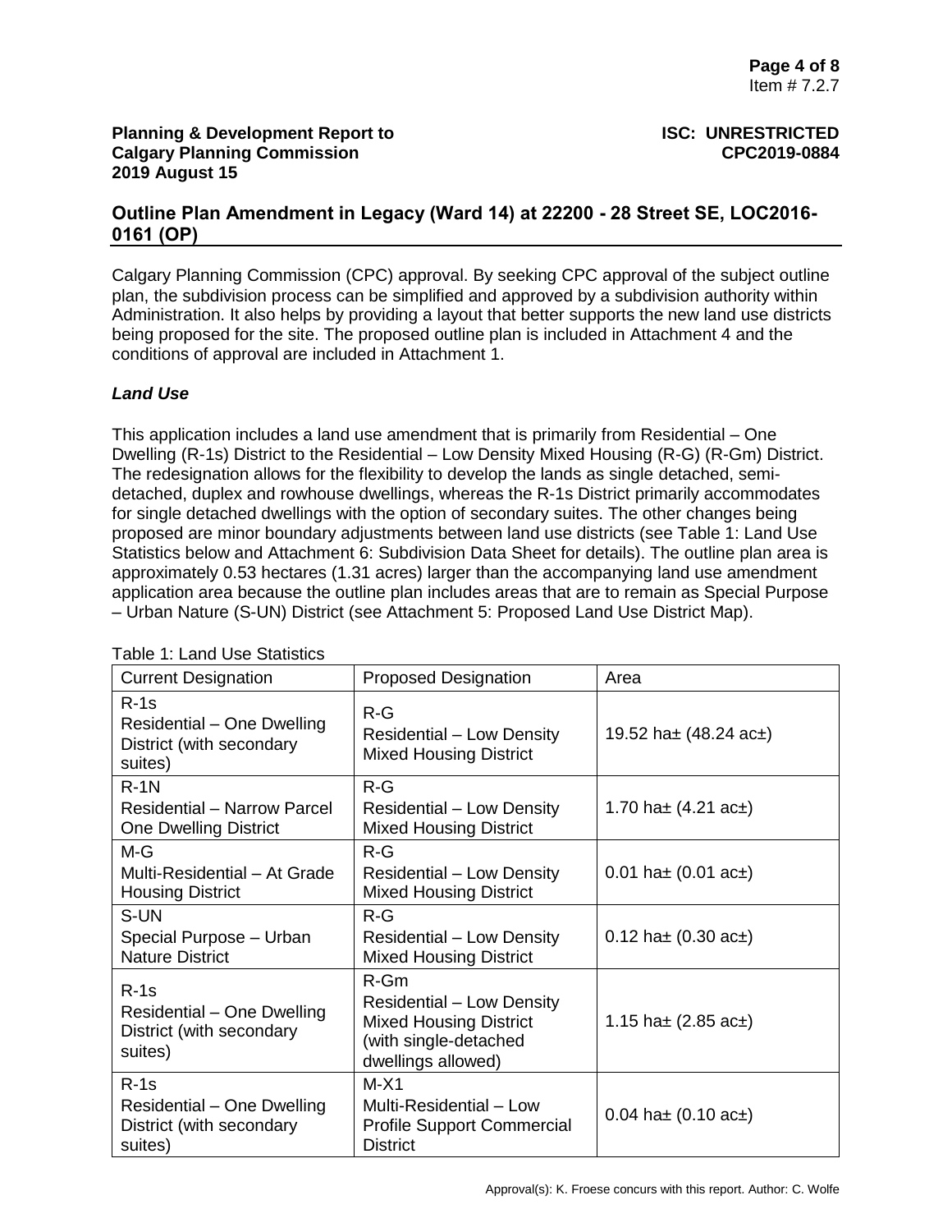Calgary Planning Commission (CPC) approval. By seeking CPC approval of the subject outline plan, the subdivision process can be simplified and approved by a subdivision authority within Administration. It also helps by providing a layout that better supports the new land use districts being proposed for the site. The proposed outline plan is included in Attachment 4 and the conditions of approval are included in Attachment 1.

### *Land Use*

This application includes a land use amendment that is primarily from Residential – One Dwelling (R-1s) District to the Residential – Low Density Mixed Housing (R-G) (R-Gm) District. The redesignation allows for the flexibility to develop the lands as single detached, semi-detached, duplex and rowhouse dwellings, whereas the R-1s District primarily accommodates for single detached dwellings with the option of secondary suites. The other changes being proposed are minor boundary adjustments between land use districts (see Table 1: Land Use Statistics below and Attachment 6: Subdivision Data Sheet for details). The outline plan area is approximately 0.53 hectares (1.31 acres) larger than the accompanying land use amendment application area because the outline plan includes areas that are to remain as Special Purpose – Urban Nature (S-UN) District (see Attachment 5: Proposed Land Use District Map).

Table 1: Land Use Statistics

| Current Designation | Proposed Designation | Area |
|---|---|---|
| R-1s Residential – One Dwelling District (with secondary suites) | R-G Residential – Low Density Mixed Housing District | 19.52 ha± (48.24 ac±) |
| R-1N Residential – Narrow Parcel One Dwelling District | R-G Residential – Low Density Mixed Housing District | 1.70 ha± (4.21 ac±) |
| M-G Multi-Residential – At Grade Housing District | R-G Residential – Low Density Mixed Housing District | 0.01 ha± (0.01 ac±) |
| S-UN Special Purpose – Urban Nature District | R-G Residential – Low Density Mixed Housing District | 0.12 ha± (0.30 ac±) |
| R-1s Residential – One Dwelling District (with secondary suites) | R-Gm Residential – Low Density Mixed Housing District (with single-detached dwellings allowed) | 1.15 ha± (2.85 ac±) |
| R-1s Residential – One Dwelling District (with secondary suites) | M-X1 Multi-Residential – Low Profile Support Commercial District | 0.04 ha± (0.10 ac±) |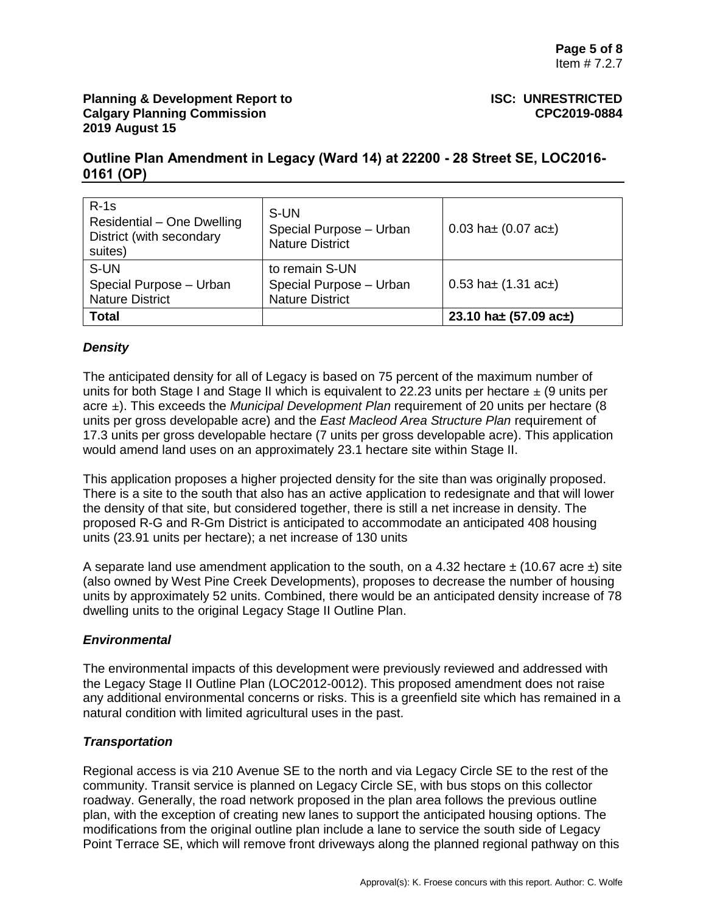| | | |
|---|---|---|
| R-1s Residential – One Dwelling District (with secondary suites) | S-UN Special Purpose – Urban Nature District | 0.03 ha± (0.07 ac±) |
| S-UN Special Purpose – Urban Nature District | to remain S-UN Special Purpose – Urban Nature District | 0.53 ha± (1.31 ac±) |
| **Total** | | **23.10 ha± (57.09 ac±)** |

### *Density*

The anticipated density for all of Legacy is based on 75 percent of the maximum number of units for both Stage I and Stage II which is equivalent to 22.23 units per hectare ± (9 units per acre ±). This exceeds the *Municipal Development Plan* requirement of 20 units per hectare (8 units per gross developable acre) and the *East Macleod Area Structure Plan* requirement of 17.3 units per gross developable hectare (7 units per gross developable acre). This application would amend land uses on an approximately 23.1 hectare site within Stage II.

This application proposes a higher projected density for the site than was originally proposed. There is a site to the south that also has an active application to redesignate and that will lower the density of that site, but considered together, there is still a net increase in density. The proposed R-G and R-Gm District is anticipated to accommodate an anticipated 408 housing units (23.91 units per hectare); a net increase of 130 units

A separate land use amendment application to the south, on a 4.32 hectare ± (10.67 acre ±) site (also owned by West Pine Creek Developments), proposes to decrease the number of housing units by approximately 52 units. Combined, there would be an anticipated density increase of 78 dwelling units to the original Legacy Stage II Outline Plan.

### *Environmental*

The environmental impacts of this development were previously reviewed and addressed with the Legacy Stage II Outline Plan (LOC2012-0012). This proposed amendment does not raise any additional environmental concerns or risks. This is a greenfield site which has remained in a natural condition with limited agricultural uses in the past.

### *Transportation*

Regional access is via 210 Avenue SE to the north and via Legacy Circle SE to the rest of the community. Transit service is planned on Legacy Circle SE, with bus stops on this collector roadway. Generally, the road network proposed in the plan area follows the previous outline plan, with the exception of creating new lanes to support the anticipated housing options. The modifications from the original outline plan include a lane to service the south side of Legacy Point Terrace SE, which will remove front driveways along the planned regional pathway on this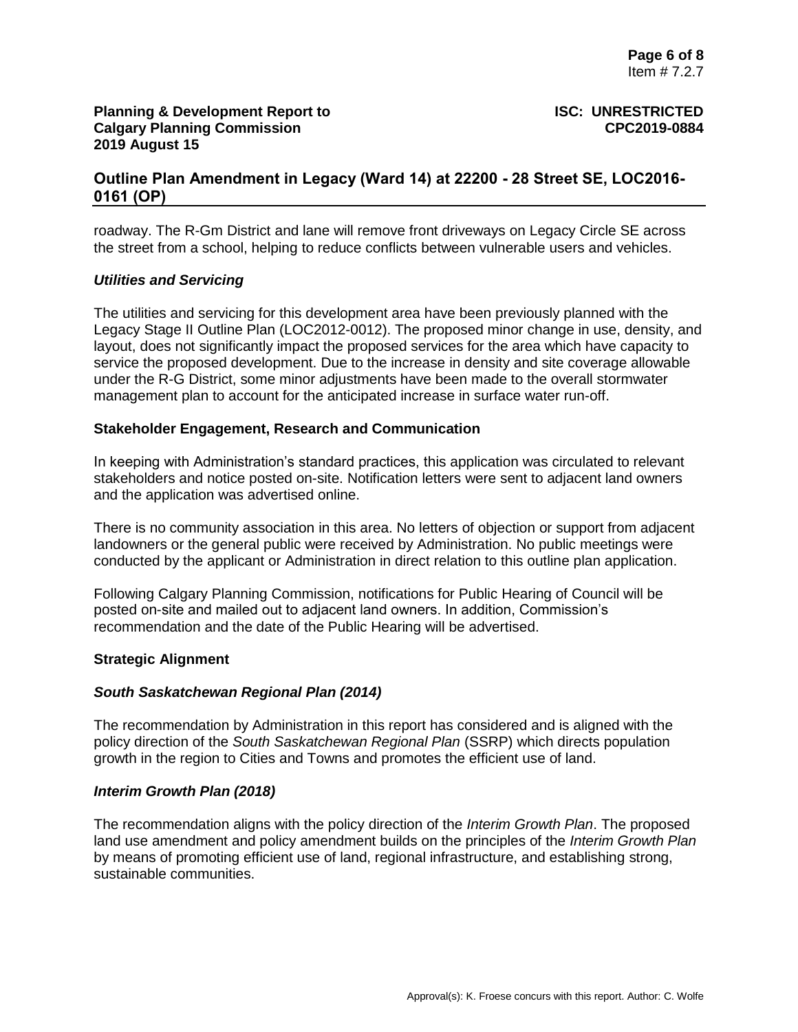roadway. The R-Gm District and lane will remove front driveways on Legacy Circle SE across the street from a school, helping to reduce conflicts between vulnerable users and vehicles.

### *Utilities and Servicing*

The utilities and servicing for this development area have been previously planned with the Legacy Stage II Outline Plan (LOC2012-0012). The proposed minor change in use, density, and layout, does not significantly impact the proposed services for the area which have capacity to service the proposed development. Due to the increase in density and site coverage allowable under the R-G District, some minor adjustments have been made to the overall stormwater management plan to account for the anticipated increase in surface water run-off.

## **Stakeholder Engagement, Research and Communication**

In keeping with Administration's standard practices, this application was circulated to relevant stakeholders and notice posted on-site. Notification letters were sent to adjacent land owners and the application was advertised online.

There is no community association in this area. No letters of objection or support from adjacent landowners or the general public were received by Administration. No public meetings were conducted by the applicant or Administration in direct relation to this outline plan application.

Following Calgary Planning Commission, notifications for Public Hearing of Council will be posted on-site and mailed out to adjacent land owners. In addition, Commission's recommendation and the date of the Public Hearing will be advertised.

## **Strategic Alignment**

### *South Saskatchewan Regional Plan (2014)*

The recommendation by Administration in this report has considered and is aligned with the policy direction of the *South Saskatchewan Regional Plan* (SSRP) which directs population growth in the region to Cities and Towns and promotes the efficient use of land.

### *Interim Growth Plan (2018)*

The recommendation aligns with the policy direction of the *Interim Growth Plan*. The proposed land use amendment and policy amendment builds on the principles of the *Interim Growth Plan* by means of promoting efficient use of land, regional infrastructure, and establishing strong, sustainable communities.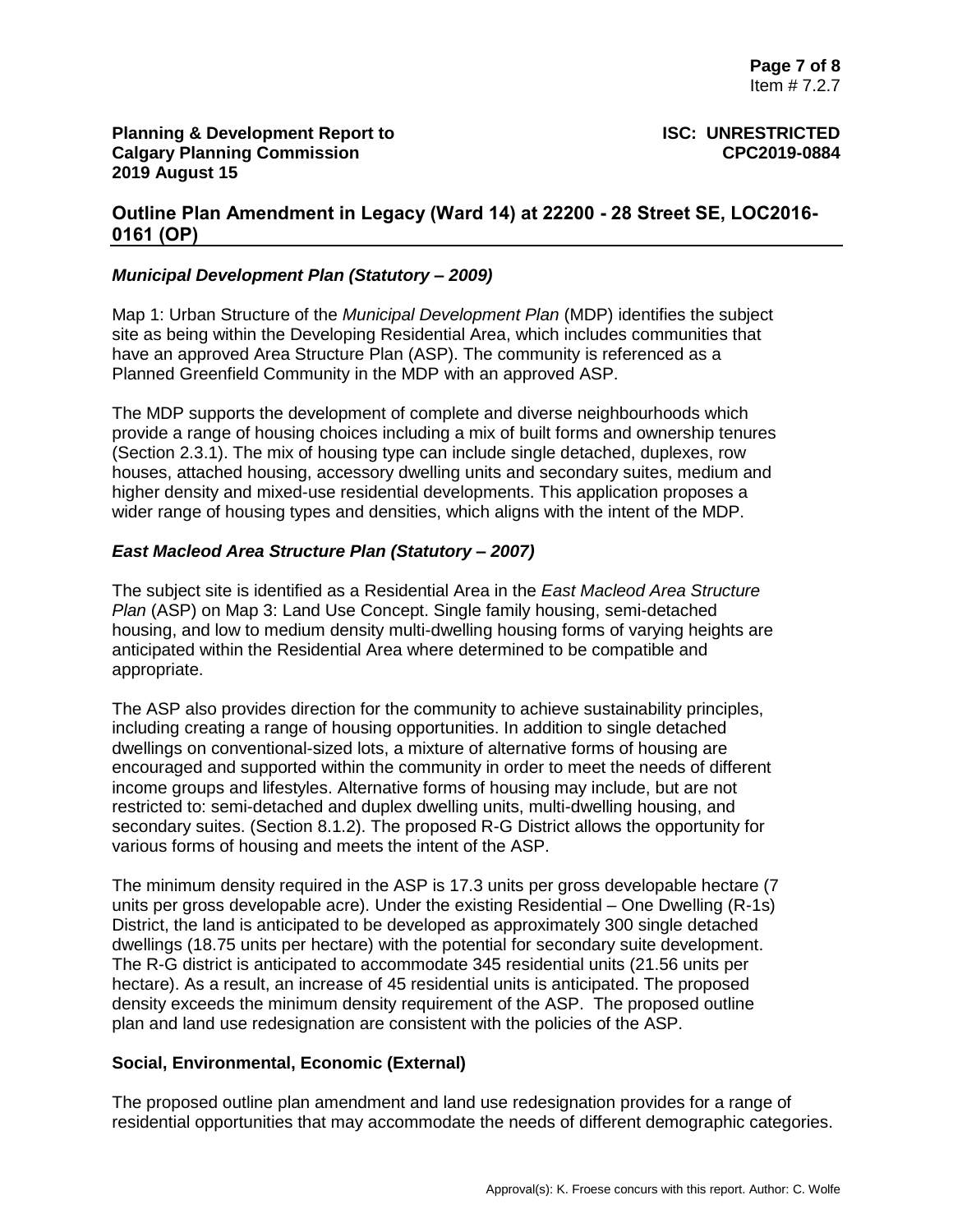### *Municipal Development Plan (Statutory – 2009)*

Map 1: Urban Structure of the *Municipal Development Plan* (MDP) identifies the subject site as being within the Developing Residential Area, which includes communities that have an approved Area Structure Plan (ASP). The community is referenced as a Planned Greenfield Community in the MDP with an approved ASP.

The MDP supports the development of complete and diverse neighbourhoods which provide a range of housing choices including a mix of built forms and ownership tenures (Section 2.3.1). The mix of housing type can include single detached, duplexes, row houses, attached housing, accessory dwelling units and secondary suites, medium and higher density and mixed-use residential developments. This application proposes a wider range of housing types and densities, which aligns with the intent of the MDP.

### *East Macleod Area Structure Plan (Statutory – 2007)*

The subject site is identified as a Residential Area in the *East Macleod Area Structure Plan* (ASP) on Map 3: Land Use Concept. Single family housing, semi-detached housing, and low to medium density multi-dwelling housing forms of varying heights are anticipated within the Residential Area where determined to be compatible and appropriate.

The ASP also provides direction for the community to achieve sustainability principles, including creating a range of housing opportunities. In addition to single detached dwellings on conventional-sized lots, a mixture of alternative forms of housing are encouraged and supported within the community in order to meet the needs of different income groups and lifestyles. Alternative forms of housing may include, but are not restricted to: semi-detached and duplex dwelling units, multi-dwelling housing, and secondary suites. (Section 8.1.2). The proposed R-G District allows the opportunity for various forms of housing and meets the intent of the ASP.

The minimum density required in the ASP is 17.3 units per gross developable hectare (7 units per gross developable acre). Under the existing Residential – One Dwelling (R-1s) District, the land is anticipated to be developed as approximately 300 single detached dwellings (18.75 units per hectare) with the potential for secondary suite development. The R-G district is anticipated to accommodate 345 residential units (21.56 units per hectare). As a result, an increase of 45 residential units is anticipated. The proposed density exceeds the minimum density requirement of the ASP. The proposed outline plan and land use redesignation are consistent with the policies of the ASP.

### **Social, Environmental, Economic (External)**

The proposed outline plan amendment and land use redesignation provides for a range of residential opportunities that may accommodate the needs of different demographic categories.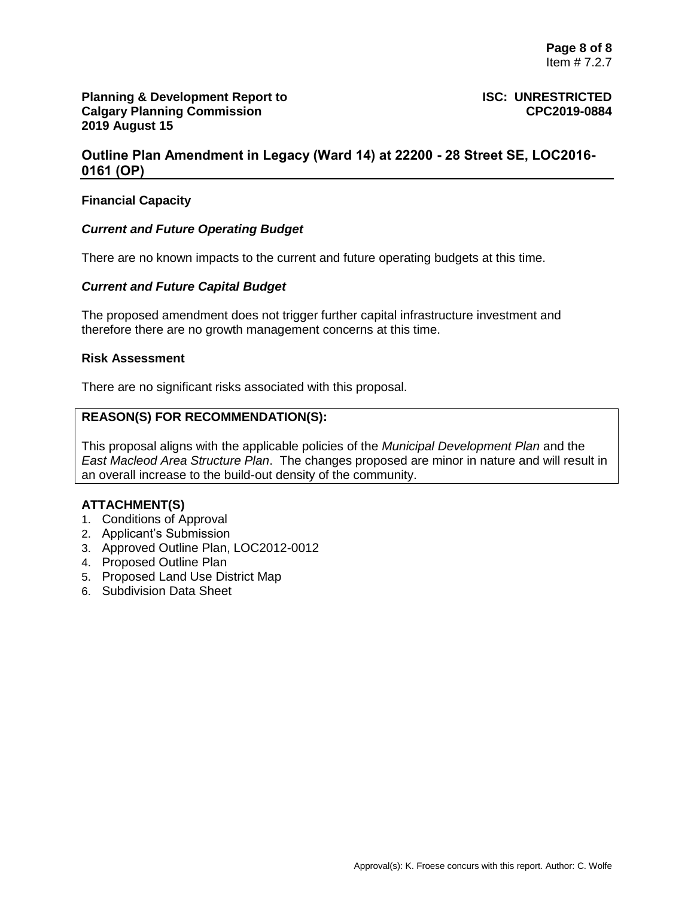## Financial Capacity

### *Current and Future Operating Budget*

There are no known impacts to the current and future operating budgets at this time.

### *Current and Future Capital Budget*

The proposed amendment does not trigger further capital infrastructure investment and therefore there are no growth management concerns at this time.

## Risk Assessment

There are no significant risks associated with this proposal.

## REASON(S) FOR RECOMMENDATION(S):

This proposal aligns with the applicable policies of the *Municipal Development Plan* and the *East Macleod Area Structure Plan*. The changes proposed are minor in nature and will result in an overall increase to the build-out density of the community.

## ATTACHMENT(S)

1. Conditions of Approval
2. Applicant's Submission
3. Approved Outline Plan, LOC2012-0012
4. Proposed Outline Plan
5. Proposed Land Use District Map
6. Subdivision Data Sheet

Approval(s): K. Froese concurs with this report. Author: C. Wolfe